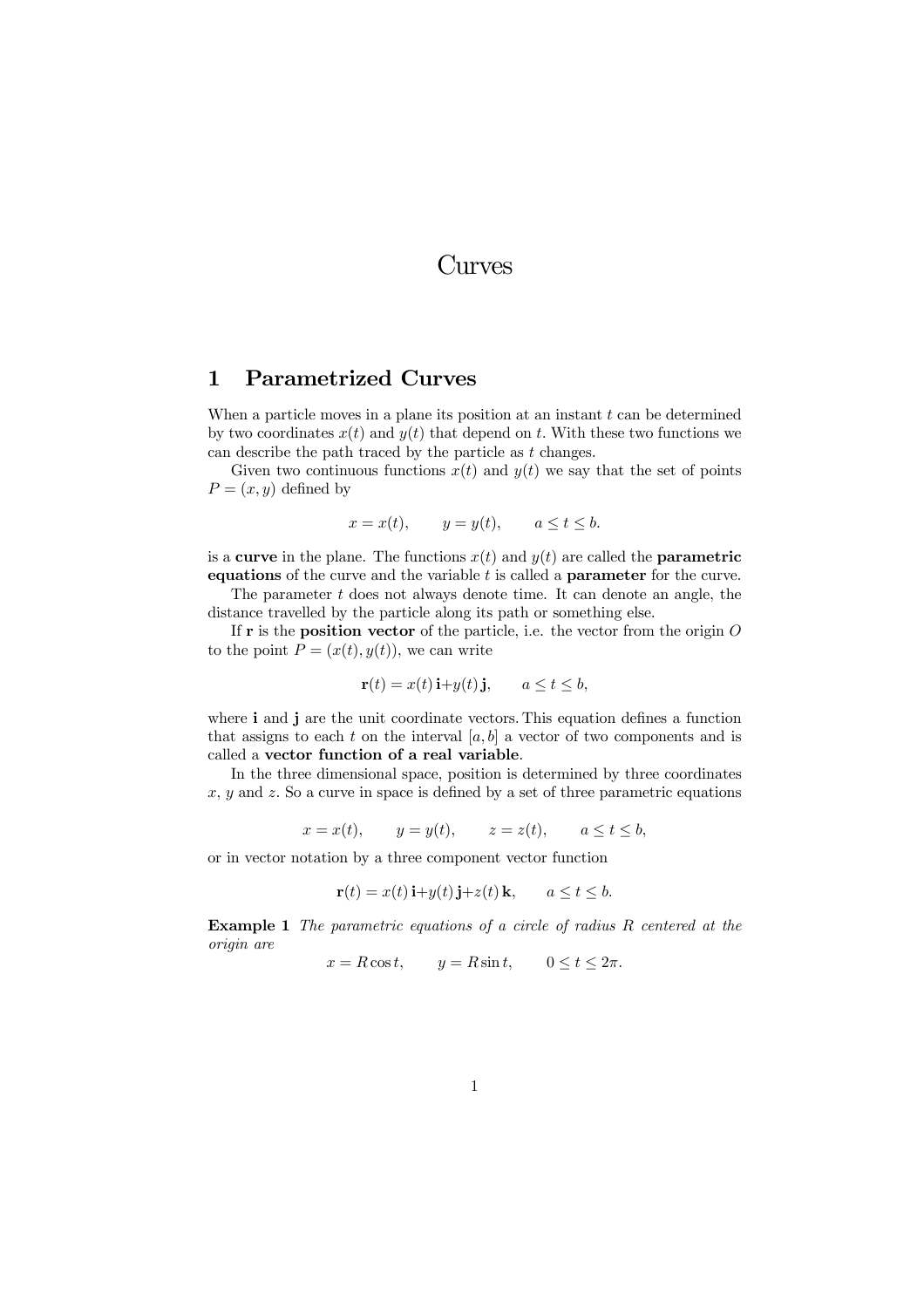# Curves

## 1 Parametrized Curves

When a particle moves in a plane its position at an instant $t$ can be determined by two coordinates $x(t)$ and $y(t)$ that depend on $t$. With these two functions we can describe the path traced by the particle as $t$ changes.

Given two continuous functions $x(t)$ and $y(t)$ we say that the set of points $P = (x, y)$ defined by

$$x = x(t), \qquad y = y(t), \qquad a \le t \le b.$$

is a **curve** in the plane. The functions $x(t)$ and $y(t)$ are called the **parametric equations** of the curve and the variable $t$ is called a **parameter** for the curve.

The parameter $t$ does not always denote time. It can denote an angle, the distance travelled by the particle along its path or something else.

If $\mathbf{r}$ is the **position vector** of the particle, i.e. the vector from the origin $O$ to the point $P = (x(t), y(t))$, we can write

$$\mathbf{r}(t) = x(t)\,\mathbf{i} + y(t)\,\mathbf{j}, \qquad a \le t \le b,$$

where $\mathbf{i}$ and $\mathbf{j}$ are the unit coordinate vectors. This equation defines a function that assigns to each $t$ on the interval $[a, b]$ a vector of two components and is called a **vector function of a real variable**.

In the three dimensional space, position is determined by three coordinates $x$, $y$ and $z$. So a curve in space is defined by a set of three parametric equations

$$x = x(t), \qquad y = y(t), \qquad z = z(t), \qquad a \le t \le b,$$

or in vector notation by a three component vector function

$$\mathbf{r}(t) = x(t)\,\mathbf{i} + y(t)\,\mathbf{j} + z(t)\,\mathbf{k}, \qquad a \le t \le b.$$

**Example 1** *The parametric equations of a circle of radius $R$ centered at the origin are*

$$x = R\cos t, \qquad y = R\sin t, \qquad 0 \le t \le 2\pi.$$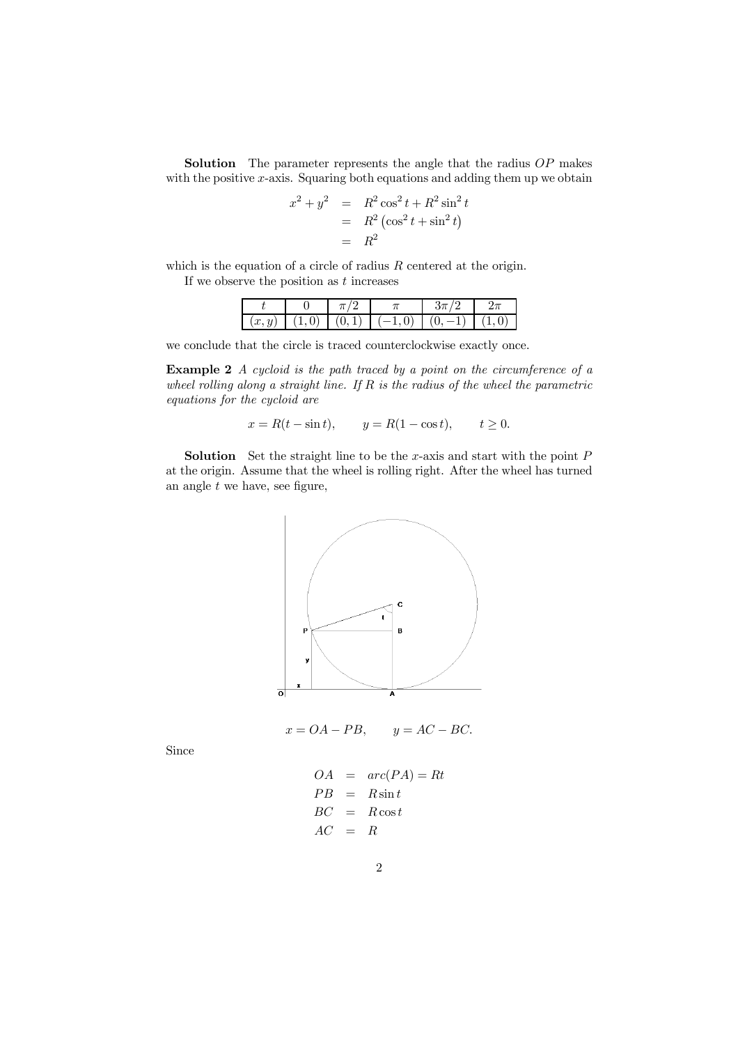**Solution** The parameter represents the angle that the radius $OP$ makes with the positive $x$-axis. Squaring both equations and adding them up we obtain

$$
\begin{aligned}
x^2 + y^2 &= R^2 \cos^2 t + R^2 \sin^2 t \\
&= R^2 \left(\cos^2 t + \sin^2 t\right) \\
&= R^2
\end{aligned}
$$

which is the equation of a circle of radius $R$ centered at the origin.

If we observe the position as $t$ increases

| $t$ | $0$ | $\pi/2$ | $\pi$ | $3\pi/2$ | $2\pi$ |
|---|---|---|---|---|---|
| $(x, y)$ | $(1, 0)$ | $(0, 1)$ | $(-1, 0)$ | $(0, -1)$ | $(1, 0)$ |

we conclude that the circle is traced counterclockwise exactly once.

**Example 2** *A cycloid is the path traced by a point on the circumference of a wheel rolling along a straight line. If $R$ is the radius of the wheel the parametric equations for the cycloid are*

$$
x = R(t - \sin t), \qquad y = R(1 - \cos t), \qquad t \geq 0.
$$

**Solution** Set the straight line to be the $x$-axis and start with the point $P$ at the origin. Assume that the wheel is rolling right. After the wheel has turned an angle $t$ we have, see figure,

$$
x = OA - PB, \qquad y = AC - BC.
$$

Since

$$
\begin{aligned}
OA &= arc(PA) = Rt \\
PB &= R \sin t \\
BC &= R \cos t \\
AC &= R
\end{aligned}
$$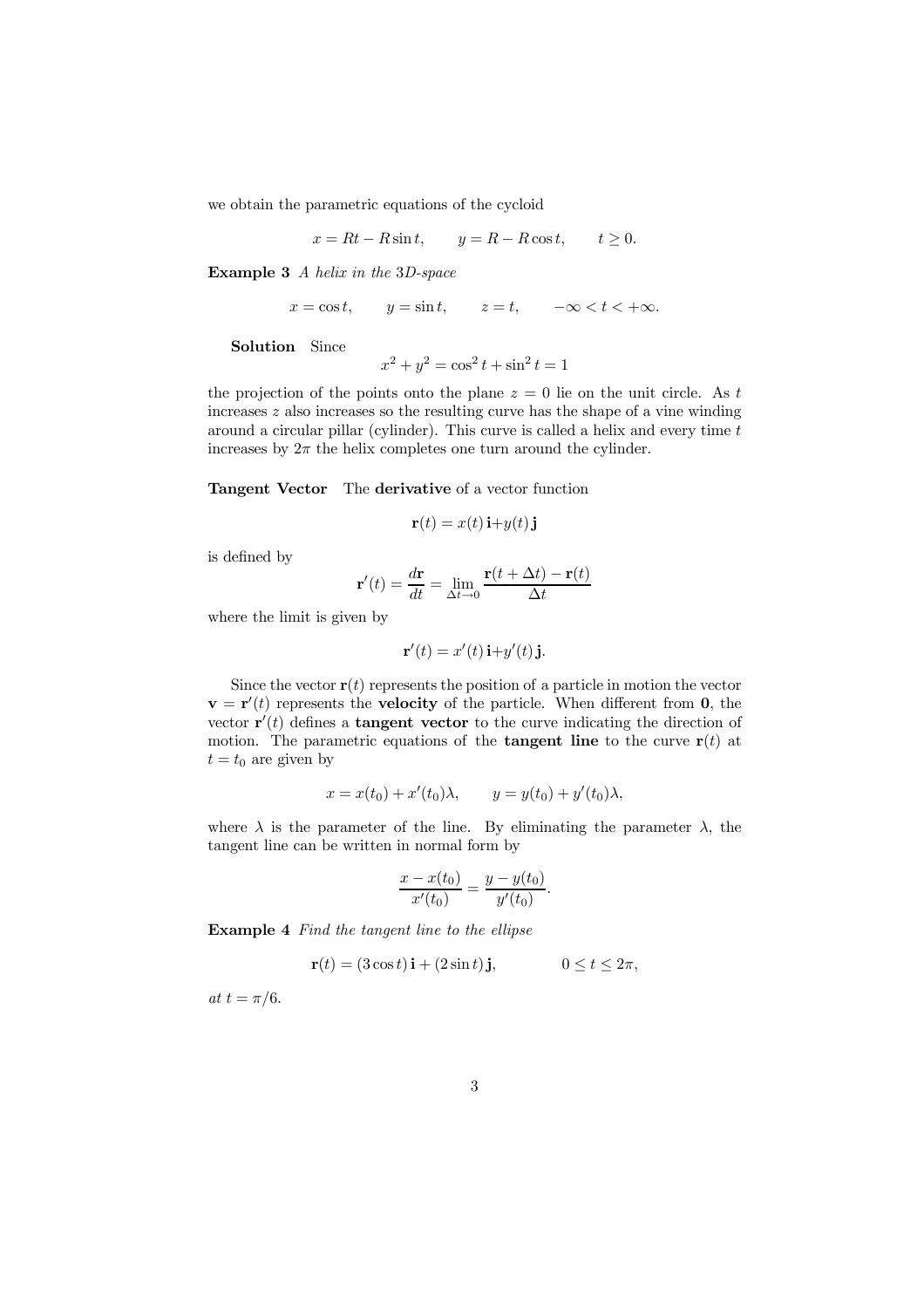we obtain the parametric equations of the cycloid

$$x = Rt - R\sin t, \qquad y = R - R\cos t, \qquad t \geq 0.$$

**Example 3** *A helix in the 3D-space*

$$x = \cos t, \qquad y = \sin t, \qquad z = t, \qquad -\infty < t < +\infty.$$

**Solution** Since

$$x^2 + y^2 = \cos^2 t + \sin^2 t = 1$$

the projection of the points onto the plane $z = 0$ lie on the unit circle. As $t$ increases $z$ also increases so the resulting curve has the shape of a vine winding around a circular pillar (cylinder). This curve is called a helix and every time $t$ increases by $2\pi$ the helix completes one turn around the cylinder.

**Tangent Vector** The **derivative** of a vector function

$$\mathbf{r}(t) = x(t)\,\mathbf{i} + y(t)\,\mathbf{j}$$

is defined by

$$\mathbf{r}'(t) = \frac{d\mathbf{r}}{dt} = \lim_{\Delta t \to 0} \frac{\mathbf{r}(t + \Delta t) - \mathbf{r}(t)}{\Delta t}$$

where the limit is given by

$$\mathbf{r}'(t) = x'(t)\,\mathbf{i} + y'(t)\,\mathbf{j}.$$

Since the vector $\mathbf{r}(t)$ represents the position of a particle in motion the vector $\mathbf{v} = \mathbf{r}'(t)$ represents the **velocity** of the particle. When different from $\mathbf{0}$, the vector $\mathbf{r}'(t)$ defines a **tangent vector** to the curve indicating the direction of motion. The parametric equations of the **tangent line** to the curve $\mathbf{r}(t)$ at $t = t_0$ are given by

$$x = x(t_0) + x'(t_0)\lambda, \qquad y = y(t_0) + y'(t_0)\lambda,$$

where $\lambda$ is the parameter of the line. By eliminating the parameter $\lambda$, the tangent line can be written in normal form by

$$\frac{x - x(t_0)}{x'(t_0)} = \frac{y - y(t_0)}{y'(t_0)}.$$

**Example 4** *Find the tangent line to the ellipse*

$$\mathbf{r}(t) = (3\cos t)\,\mathbf{i} + (2\sin t)\,\mathbf{j}, \qquad 0 \leq t \leq 2\pi,$$

*at* $t = \pi/6$.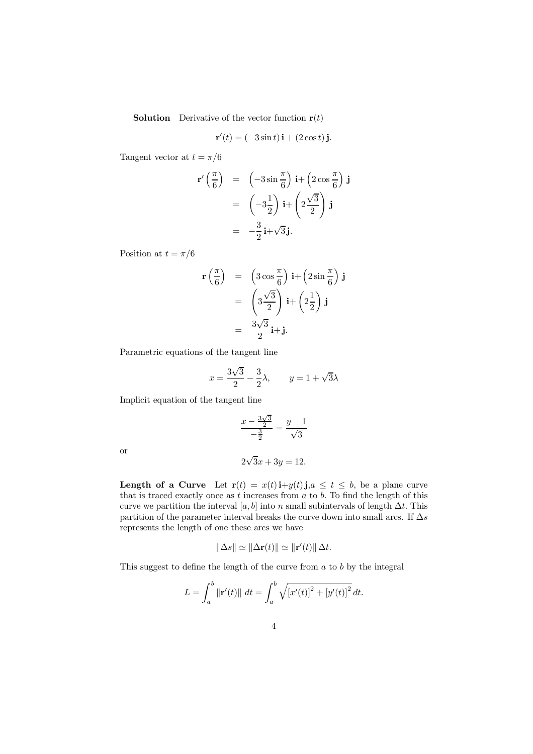**Solution** Derivative of the vector function $\mathbf{r}(t)$

$$\mathbf{r}'(t) = (-3\sin t)\,\mathbf{i} + (2\cos t)\,\mathbf{j}.$$

Tangent vector at $t = \pi/6$

$$\begin{aligned}
\mathbf{r}'\left(\frac{\pi}{6}\right) &= \left(-3\sin\frac{\pi}{6}\right)\,\mathbf{i}+\left(2\cos\frac{\pi}{6}\right)\,\mathbf{j} \\
&= \left(-3\frac{1}{2}\right)\,\mathbf{i}+\left(2\frac{\sqrt{3}}{2}\right)\,\mathbf{j} \\
&= -\frac{3}{2}\,\mathbf{i}+\sqrt{3}\,\mathbf{j}.
\end{aligned}$$

Position at $t = \pi/6$

$$\begin{aligned}
\mathbf{r}\left(\frac{\pi}{6}\right) &= \left(3\cos\frac{\pi}{6}\right)\,\mathbf{i}+\left(2\sin\frac{\pi}{6}\right)\,\mathbf{j} \\
&= \left(3\frac{\sqrt{3}}{2}\right)\,\mathbf{i}+\left(2\frac{1}{2}\right)\,\mathbf{j} \\
&= \frac{3\sqrt{3}}{2}\,\mathbf{i}+\mathbf{j}.
\end{aligned}$$

Parametric equations of the tangent line

$$x = \frac{3\sqrt{3}}{2} - \frac{3}{2}\lambda, \qquad y = 1 + \sqrt{3}\lambda$$

Implicit equation of the tangent line

$$\frac{x - \frac{3\sqrt{3}}{2}}{-\frac{3}{2}} = \frac{y-1}{\sqrt{3}}$$

or

$$2\sqrt{3}x + 3y = 12.$$

**Length of a Curve** Let $\mathbf{r}(t) = x(t)\,\mathbf{i}+y(t)\,\mathbf{j}, a \le t \le b$, be a plane curve that is traced exactly once as $t$ increases from $a$ to $b$. To find the length of this curve we partition the interval $[a, b]$ into $n$ small subintervals of length $\Delta t$. This partition of the parameter interval breaks the curve down into small arcs. If $\Delta s$ represents the length of one these arcs we have

$$\|\Delta s\| \simeq \|\Delta\mathbf{r}(t)\| \simeq \|\mathbf{r}'(t)\|\,\Delta t.$$

This suggest to define the length of the curve from $a$ to $b$ by the integral

$$L = \int_a^b \|\mathbf{r}'(t)\|\,dt = \int_a^b \sqrt{[x'(t)]^2 + [y'(t)]^2}\,dt.$$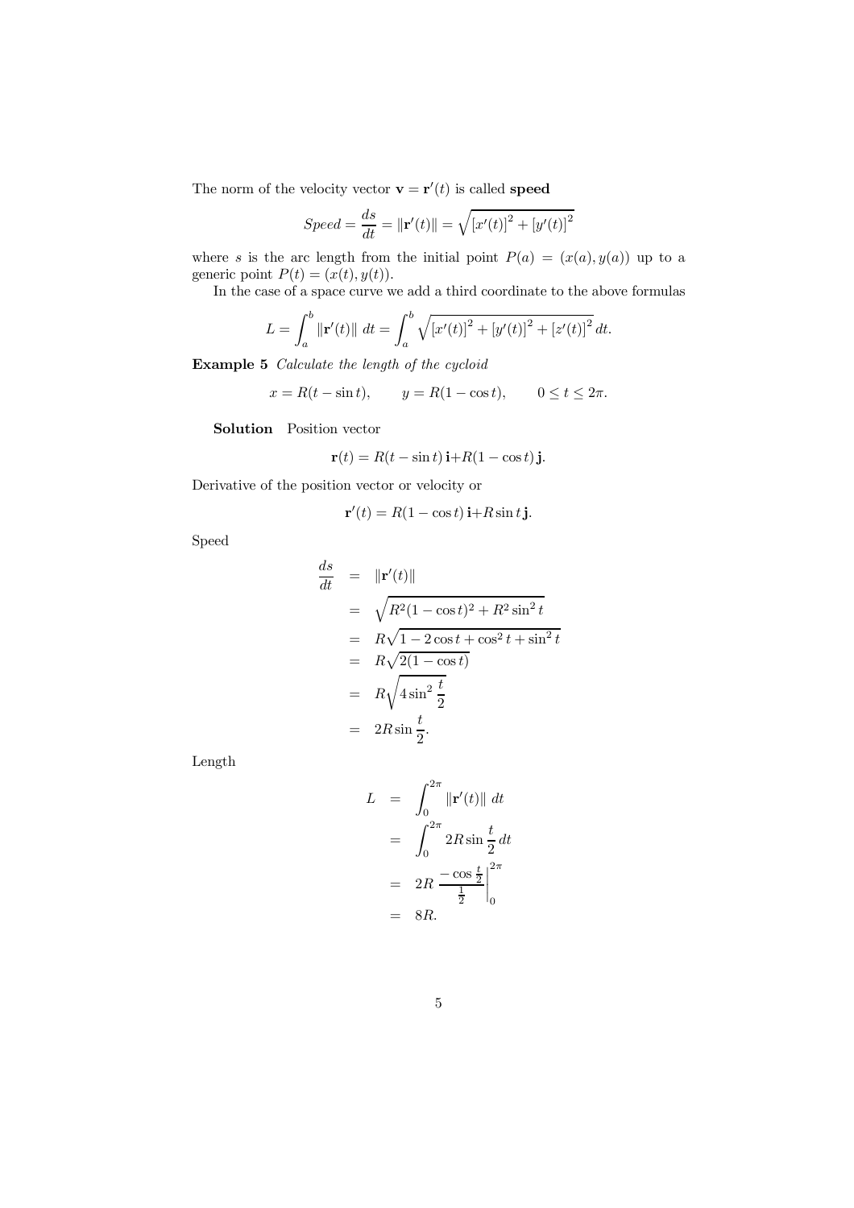The norm of the velocity vector $\mathbf{v} = \mathbf{r}'(t)$ is called **speed**

$$Speed = \frac{ds}{dt} = \|\mathbf{r}'(t)\| = \sqrt{[x'(t)]^2 + [y'(t)]^2}$$

where $s$ is the arc length from the initial point $P(a) = (x(a), y(a))$ up to a generic point $P(t) = (x(t), y(t))$.

In the case of a space curve we add a third coordinate to the above formulas

$$L = \int_a^b \|\mathbf{r}'(t)\| \, dt = \int_a^b \sqrt{[x'(t)]^2 + [y'(t)]^2 + [z'(t)]^2} \, dt.$$

**Example 5** *Calculate the length of the cycloid*

$$x = R(t - \sin t), \qquad y = R(1 - \cos t), \qquad 0 \leq t \leq 2\pi.$$

**Solution** Position vector

$$\mathbf{r}(t) = R(t - \sin t)\,\mathbf{i} + R(1 - \cos t)\,\mathbf{j}.$$

Derivative of the position vector or velocity or

$$\mathbf{r}'(t) = R(1 - \cos t)\,\mathbf{i} + R \sin t\,\mathbf{j}.$$

Speed

$$\begin{aligned}
\frac{ds}{dt} &= \|\mathbf{r}'(t)\| \\
&= \sqrt{R^2(1 - \cos t)^2 + R^2 \sin^2 t} \\
&= R\sqrt{1 - 2\cos t + \cos^2 t + \sin^2 t} \\
&= R\sqrt{2(1 - \cos t)} \\
&= R\sqrt{4 \sin^2 \frac{t}{2}} \\
&= 2R \sin \frac{t}{2}.
\end{aligned}$$

Length

$$\begin{aligned}
L &= \int_0^{2\pi} \|\mathbf{r}'(t)\| \, dt \\
&= \int_0^{2\pi} 2R \sin \frac{t}{2} \, dt \\
&= 2R \left. \frac{-\cos \frac{t}{2}}{\frac{1}{2}} \right|_0^{2\pi} \\
&= 8R.
\end{aligned}$$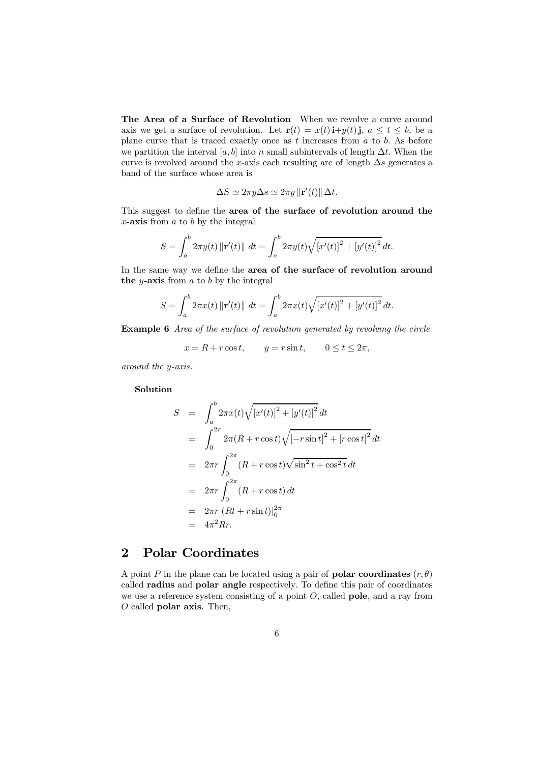**The Area of a Surface of Revolution** When we revolve a curve around axis we get a surface of revolution. Let $\mathbf{r}(t) = x(t)\,\mathbf{i}+y(t)\,\mathbf{j}$, $a \le t \le b$, be a plane curve that is traced exactly once as $t$ increases from $a$ to $b$. As before we partition the interval $[a, b]$ into $n$ small subintervals of length $\Delta t$. When the curve is revolved around the $x$-axis each resulting arc of length $\Delta s$ generates a band of the surface whose area is

$$\Delta S \simeq 2\pi y \Delta s \simeq 2\pi y \left\| \mathbf{r}'(t) \right\| \Delta t.$$

This suggest to define the **area of the surface of revolution around the $x$-axis** from $a$ to $b$ by the integral

$$S = \int_a^b 2\pi y(t) \left\| \mathbf{r}'(t) \right\| \, dt = \int_a^b 2\pi y(t) \sqrt{\left[x'(t)\right]^2 + \left[y'(t)\right]^2}\, dt.$$

In the same way we define the **area of the surface of revolution around the $y$-axis** from $a$ to $b$ by the integral

$$S = \int_a^b 2\pi x(t) \left\| \mathbf{r}'(t) \right\| \, dt = \int_a^b 2\pi x(t) \sqrt{\left[x'(t)\right]^2 + \left[y'(t)\right]^2}\, dt.$$

**Example 6** *Area of the surface of revolution generated by revolving the circle*

$$x = R + r\cos t, \qquad y = r \sin t, \qquad 0 \le t \le 2\pi,$$

*around the y-axis.*

**Solution**

$$\begin{aligned}
S &= \int_a^b 2\pi x(t) \sqrt{\left[x'(t)\right]^2 + \left[y'(t)\right]^2}\, dt \\
&= \int_0^{2\pi} 2\pi (R + r\cos t) \sqrt{\left[-r \sin t\right]^2 + \left[r\cos t\right]^2}\, dt \\
&= 2\pi r \int_0^{2\pi} (R + r\cos t) \sqrt{\sin^2 t + \cos^2 t}\, dt \\
&= 2\pi r \int_0^{2\pi} (R + r\cos t)\, dt \\
&= 2\pi r \left. (Rt + r \sin t)\right|_0^{2\pi} \\
&= 4\pi^2 R r.
\end{aligned}$$

## 2 Polar Coordinates

A point $P$ in the plane can be located using a pair of **polar coordinates** $(r, \theta)$ called **radius** and **polar angle** respectively. To define this pair of coordinates we use a reference system consisting of a point $O$, called **pole**, and a ray from $O$ called **polar axis**. Then,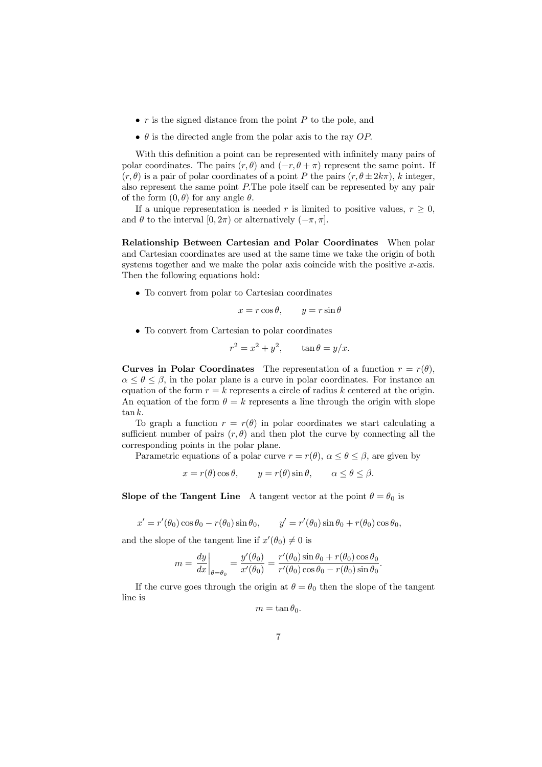- $r$ is the signed distance from the point $P$ to the pole, and
- $\theta$ is the directed angle from the polar axis to the ray $OP$.

With this definition a point can be represented with infinitely many pairs of polar coordinates. The pairs $(r, \theta)$ and $(-r, \theta + \pi)$ represent the same point. If $(r, \theta)$ is a pair of polar coordinates of a point $P$ the pairs $(r, \theta \pm 2k\pi)$, $k$ integer, also represent the same point $P$.The pole itself can be represented by any pair of the form $(0, \theta)$ for any angle $\theta$.

If a unique representation is needed $r$ is limited to positive values, $r \geq 0$, and $\theta$ to the interval $[0, 2\pi)$ or alternatively $(-\pi, \pi]$.

**Relationship Between Cartesian and Polar Coordinates** When polar and Cartesian coordinates are used at the same time we take the origin of both systems together and we make the polar axis coincide with the positive $x$-axis. Then the following equations hold:

- To convert from polar to Cartesian coordinates

$$x = r \cos \theta, \qquad y = r \sin \theta$$

- To convert from Cartesian to polar coordinates

$$r^2 = x^2 + y^2, \qquad \tan \theta = y/x.$$

**Curves in Polar Coordinates** The representation of a function $r = r(\theta)$, $\alpha \leq \theta \leq \beta$, in the polar plane is a curve in polar coordinates. For instance an equation of the form $r = k$ represents a circle of radius $k$ centered at the origin. An equation of the form $\theta = k$ represents a line through the origin with slope $\tan k$.

To graph a function $r = r(\theta)$ in polar coordinates we start calculating a sufficient number of pairs $(r, \theta)$ and then plot the curve by connecting all the corresponding points in the polar plane.

Parametric equations of a polar curve $r = r(\theta)$, $\alpha \leq \theta \leq \beta$, are given by

$$x = r(\theta) \cos \theta, \qquad y = r(\theta) \sin \theta, \qquad \alpha \leq \theta \leq \beta.$$

**Slope of the Tangent Line** A tangent vector at the point $\theta = \theta_0$ is

$$x' = r'(\theta_0) \cos \theta_0 - r(\theta_0) \sin \theta_0, \qquad y' = r'(\theta_0) \sin \theta_0 + r(\theta_0) \cos \theta_0,$$

and the slope of the tangent line if $x'(\theta_0) \neq 0$ is

$$m = \left. \frac{dy}{dx} \right|_{\theta = \theta_0} = \frac{y'(\theta_0)}{x'(\theta_0)} = \frac{r'(\theta_0) \sin \theta_0 + r(\theta_0) \cos \theta_0}{r'(\theta_0) \cos \theta_0 - r(\theta_0) \sin \theta_0}.$$

If the curve goes through the origin at $\theta = \theta_0$ then the slope of the tangent line is

$$m = \tan \theta_0.$$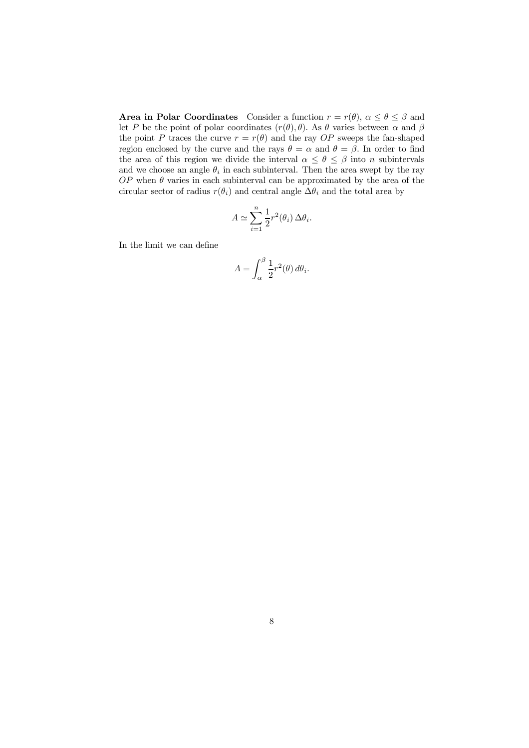**Area in Polar Coordinates** Consider a function $r = r(\theta)$, $\alpha \leq \theta \leq \beta$ and let $P$ be the point of polar coordinates $(r(\theta), \theta)$. As $\theta$ varies between $\alpha$ and $\beta$ the point $P$ traces the curve $r = r(\theta)$ and the ray $OP$ sweeps the fan-shaped region enclosed by the curve and the rays $\theta = \alpha$ and $\theta = \beta$. In order to find the area of this region we divide the interval $\alpha \leq \theta \leq \beta$ into $n$ subintervals and we choose an angle $\theta_i$ in each subinterval. Then the area swept by the ray $OP$ when $\theta$ varies in each subinterval can be approximated by the area of the circular sector of radius $r(\theta_i)$ and central angle $\Delta\theta_i$ and the total area by

$$A \simeq \sum_{i=1}^{n} \frac{1}{2} r^2(\theta_i)\, \Delta\theta_i.$$

In the limit we can define

$$A = \int_{\alpha}^{\beta} \frac{1}{2} r^2(\theta)\, d\theta_i.$$